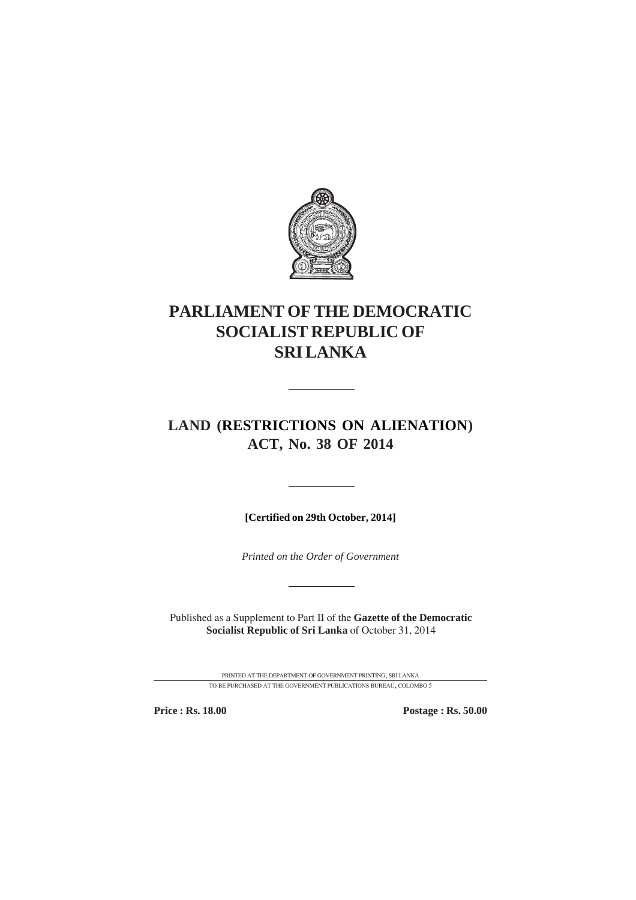# PARLIAMENT OF THE DEMOCRATIC SOCIALIST REPUBLIC OF SRI LANKA

---

## LAND (RESTRICTIONS ON ALIENATION) ACT, No. 38 OF 2014

---

**[Certified on 29th October, 2014]**

*Printed on the Order of Government*

---

Published as a Supplement to Part II of the **Gazette of the Democratic Socialist Republic of Sri Lanka** of October 31, 2014

PRINTED AT THE DEPARTMENT OF GOVERNMENT PRINTING, SRI LANKA

TO BE PURCHASED AT THE GOVERNMENT PUBLICATIONS BUREAU, COLOMBO 5

**Price : Rs. 18.00** **Postage : Rs. 50.00**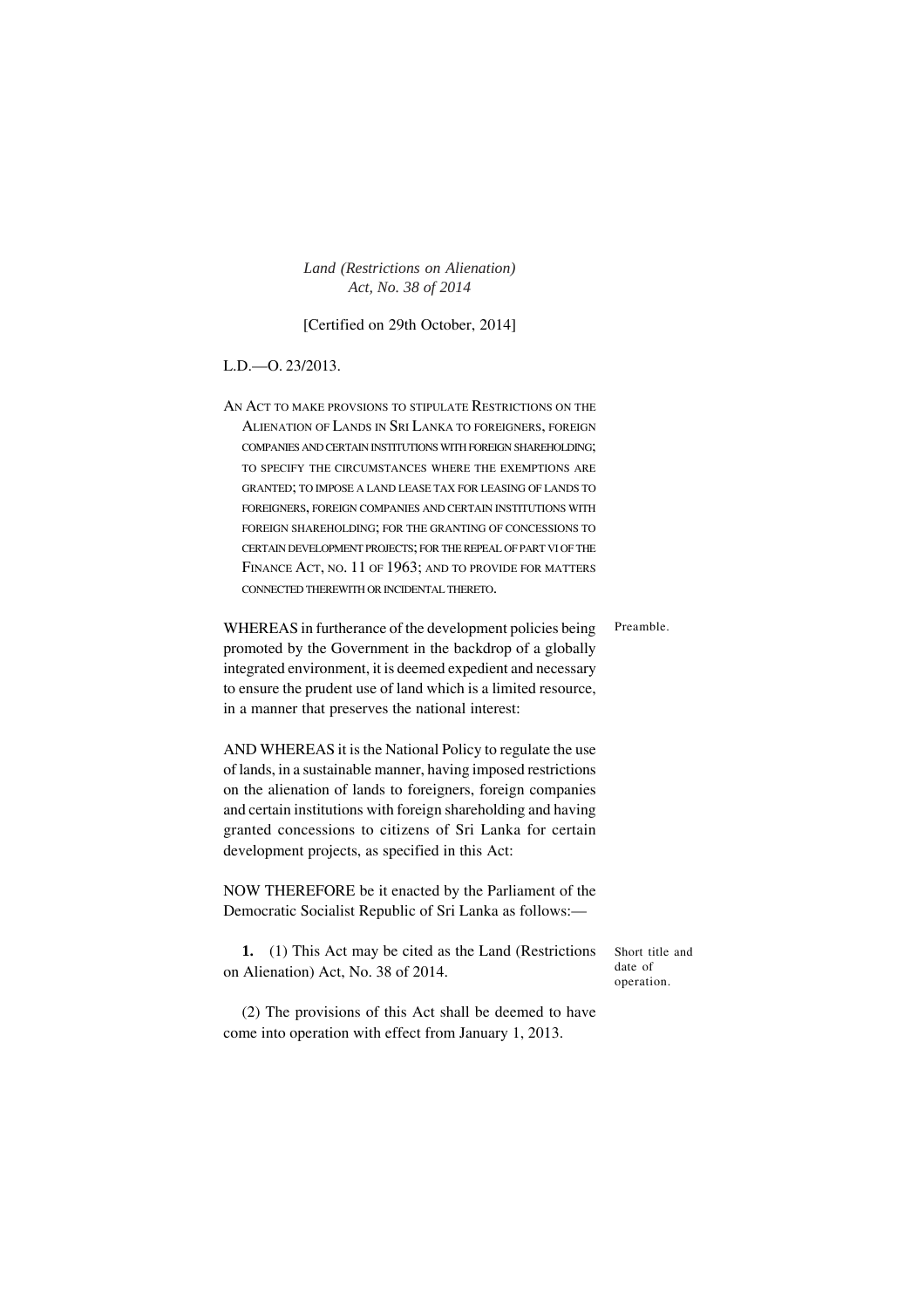*Land (Restrictions on Alienation)*
*Act, No. 38 of 2014*

[Certified on 29th October, 2014]

L.D.—O. 23/2013.

AN ACT TO MAKE PROVSIONS TO STIPULATE RESTRICTIONS ON THE ALIENATION OF LANDS IN SRI LANKA TO FOREIGNERS, FOREIGN COMPANIES AND CERTAIN INSTITUTIONS WITH FOREIGN SHAREHOLDING; TO SPECIFY THE CIRCUMSTANCES WHERE THE EXEMPTIONS ARE GRANTED; TO IMPOSE A LAND LEASE TAX FOR LEASING OF LANDS TO FOREIGNERS, FOREIGN COMPANIES AND CERTAIN INSTITUTIONS WITH FOREIGN SHAREHOLDING; FOR THE GRANTING OF CONCESSIONS TO CERTAIN DEVELOPMENT PROJECTS; FOR THE REPEAL OF PART VI OF THE FINANCE ACT, NO. 11 OF 1963; AND TO PROVIDE FOR MATTERS CONNECTED THEREWITH OR INCIDENTAL THERETO.

Preamble.

WHEREAS in furtherance of the development policies being promoted by the Government in the backdrop of a globally integrated environment, it is deemed expedient and necessary to ensure the prudent use of land which is a limited resource, in a manner that preserves the national interest:

AND WHEREAS it is the National Policy to regulate the use of lands, in a sustainable manner, having imposed restrictions on the alienation of lands to foreigners, foreign companies and certain institutions with foreign shareholding and having granted concessions to citizens of Sri Lanka for certain development projects, as specified in this Act:

NOW THEREFORE be it enacted by the Parliament of the Democratic Socialist Republic of Sri Lanka as follows:—

Short title and date of operation.

**1.** (1) This Act may be cited as the Land (Restrictions on Alienation) Act, No. 38 of 2014.

(2) The provisions of this Act shall be deemed to have come into operation with effect from January 1, 2013.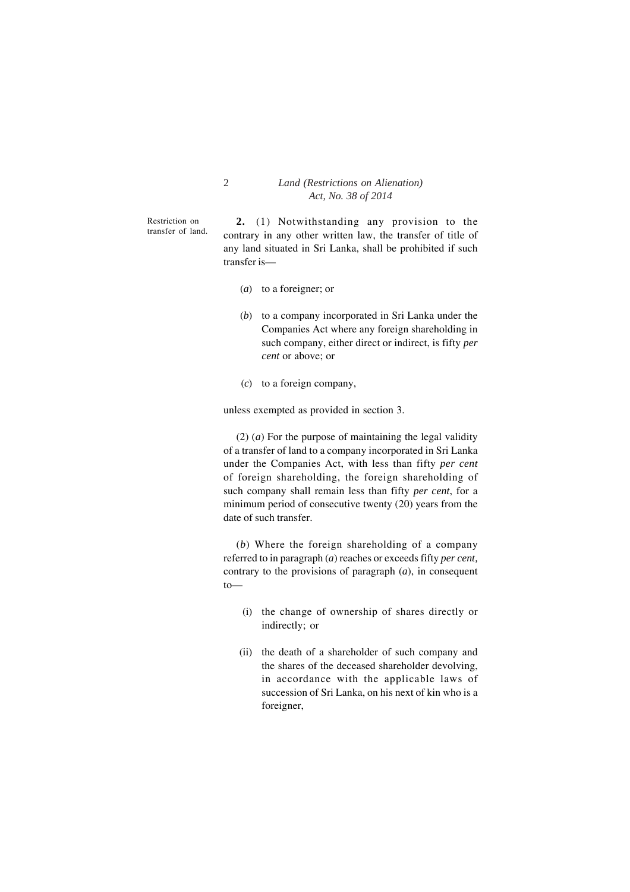Restriction on transfer of land.

**2.** (1) Notwithstanding any provision to the contrary in any other written law, the transfer of title of any land situated in Sri Lanka, shall be prohibited if such transfer is—

(*a*) to a foreigner; or

(*b*) to a company incorporated in Sri Lanka under the Companies Act where any foreign shareholding in such company, either direct or indirect, is fifty *per cent* or above; or

(*c*) to a foreign company,

unless exempted as provided in section 3.

(2) (*a*) For the purpose of maintaining the legal validity of a transfer of land to a company incorporated in Sri Lanka under the Companies Act, with less than fifty *per cent* of foreign shareholding, the foreign shareholding of such company shall remain less than fifty *per cent*, for a minimum period of consecutive twenty (20) years from the date of such transfer.

(*b*) Where the foreign shareholding of a company referred to in paragraph (*a*) reaches or exceeds fifty *per cent,* contrary to the provisions of paragraph (*a*), in consequent to—

(i) the change of ownership of shares directly or indirectly; or

(ii) the death of a shareholder of such company and the shares of the deceased shareholder devolving, in accordance with the applicable laws of succession of Sri Lanka, on his next of kin who is a foreigner,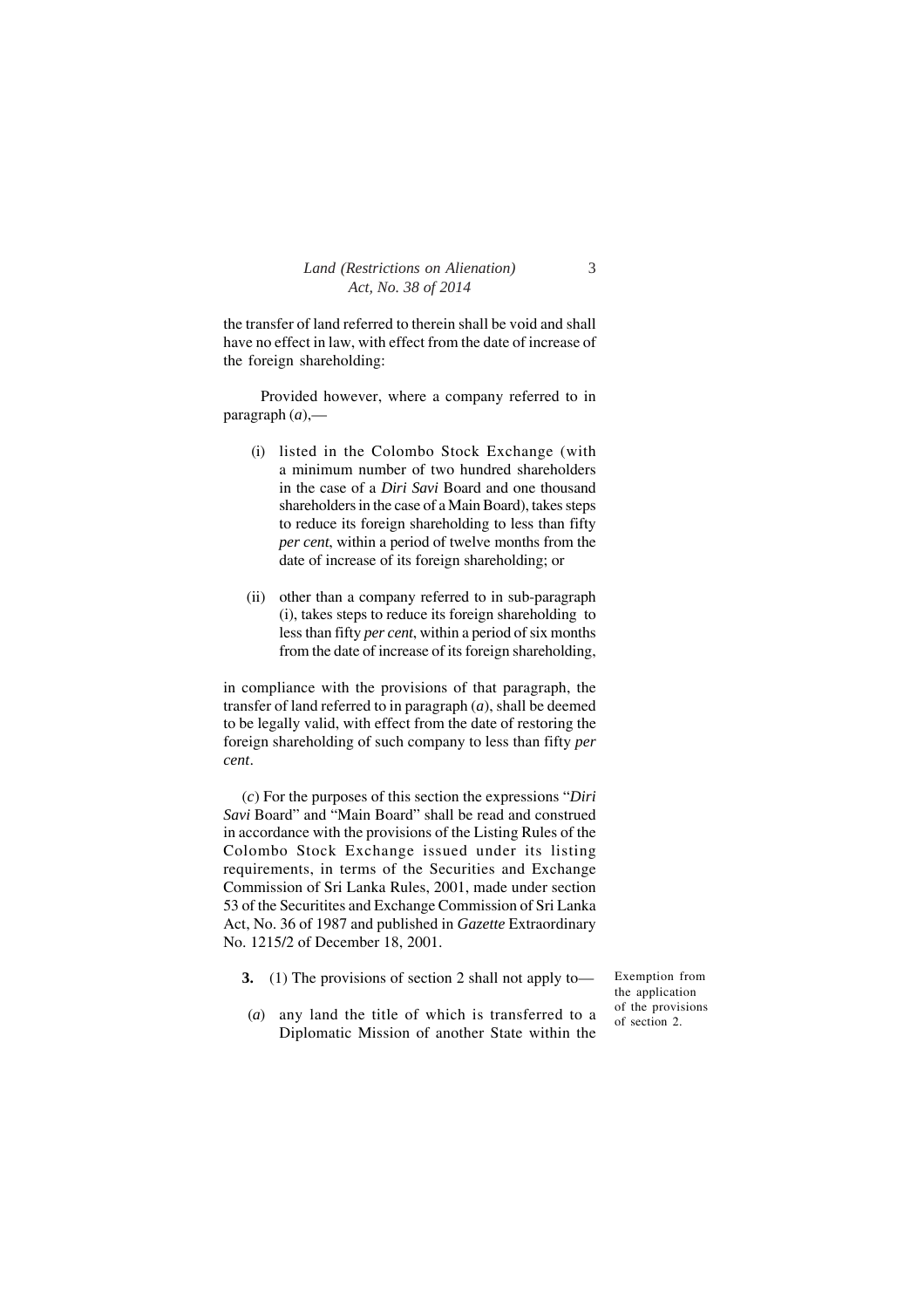the transfer of land referred to therein shall be void and shall have no effect in law, with effect from the date of increase of the foreign shareholding:

Provided however, where a company referred to in paragraph (*a*),—

(i) listed in the Colombo Stock Exchange (with a minimum number of two hundred shareholders in the case of a *Diri Savi* Board and one thousand shareholders in the case of a Main Board), takes steps to reduce its foreign shareholding to less than fifty *per cent*, within a period of twelve months from the date of increase of its foreign shareholding; or

(ii) other than a company referred to in sub-paragraph (i), takes steps to reduce its foreign shareholding to less than fifty *per cent*, within a period of six months from the date of increase of its foreign shareholding,

in compliance with the provisions of that paragraph, the transfer of land referred to in paragraph (*a*), shall be deemed to be legally valid, with effect from the date of restoring the foreign shareholding of such company to less than fifty *per cent*.

(*c*) For the purposes of this section the expressions "*Diri Savi* Board" and "Main Board" shall be read and construed in accordance with the provisions of the Listing Rules of the Colombo Stock Exchange issued under its listing requirements, in terms of the Securities and Exchange Commission of Sri Lanka Rules, 2001, made under section 53 of the Securitites and Exchange Commission of Sri Lanka Act, No. 36 of 1987 and published in *Gazette* Extraordinary No. 1215/2 of December 18, 2001.

Exemption from the application of the provisions of section 2.

**3.** (1) The provisions of section 2 shall not apply to—

(*a*) any land the title of which is transferred to a Diplomatic Mission of another State within the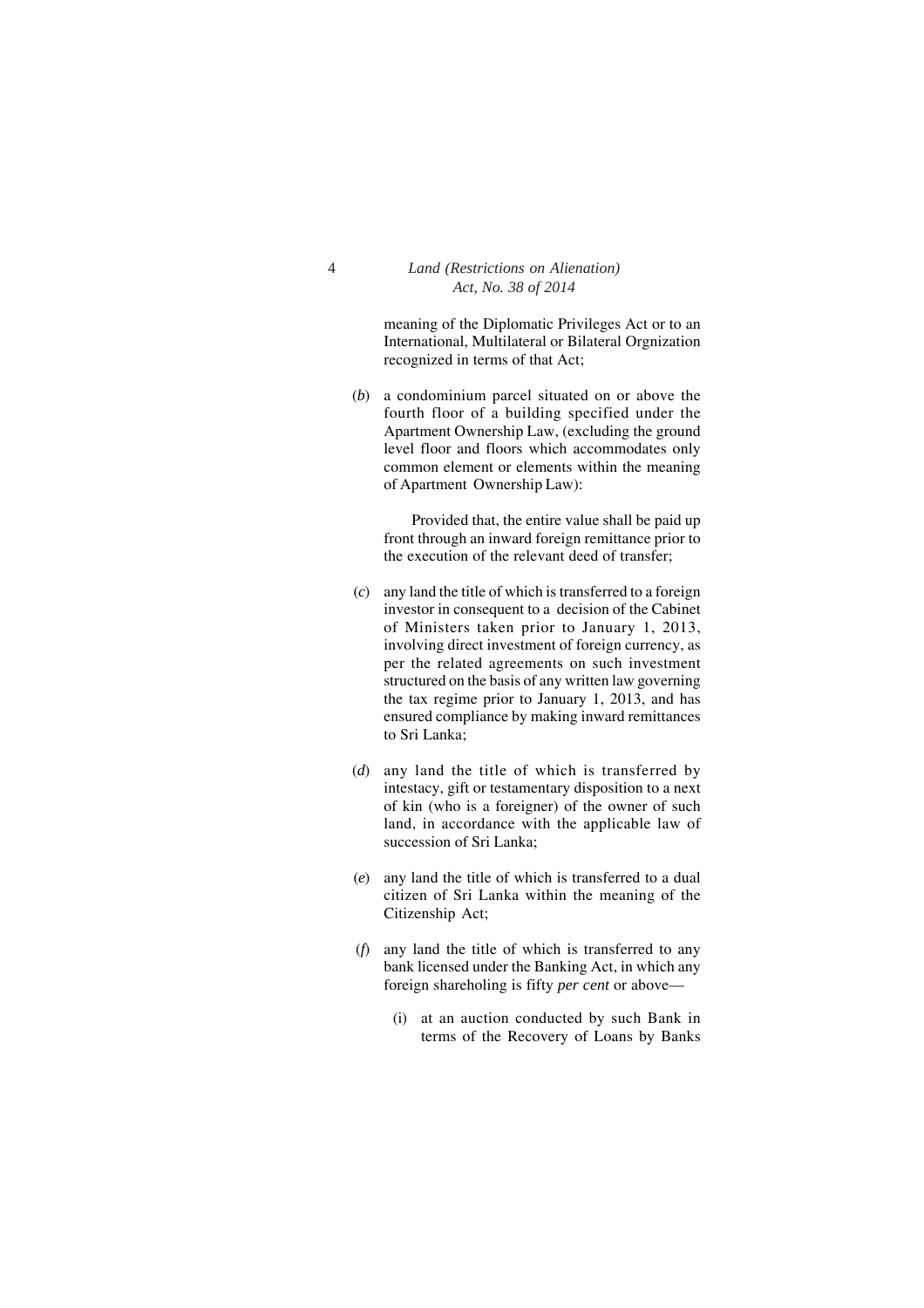meaning of the Diplomatic Privileges Act or to an International, Multilateral or Bilateral Orgnization recognized in terms of that Act;

(*b*) a condominium parcel situated on or above the fourth floor of a building specified under the Apartment Ownership Law, (excluding the ground level floor and floors which accommodates only common element or elements within the meaning of Apartment Ownership Law):

Provided that, the entire value shall be paid up front through an inward foreign remittance prior to the execution of the relevant deed of transfer;

(*c*) any land the title of which is transferred to a foreign investor in consequent to a decision of the Cabinet of Ministers taken prior to January 1, 2013, involving direct investment of foreign currency, as per the related agreements on such investment structured on the basis of any written law governing the tax regime prior to January 1, 2013, and has ensured compliance by making inward remittances to Sri Lanka;

(*d*) any land the title of which is transferred by intestacy, gift or testamentary disposition to a next of kin (who is a foreigner) of the owner of such land, in accordance with the applicable law of succession of Sri Lanka;

(*e*) any land the title of which is transferred to a dual citizen of Sri Lanka within the meaning of the Citizenship Act;

(*f*) any land the title of which is transferred to any bank licensed under the Banking Act, in which any foreign shareholing is fifty *per cent* or above—

(i) at an auction conducted by such Bank in terms of the Recovery of Loans by Banks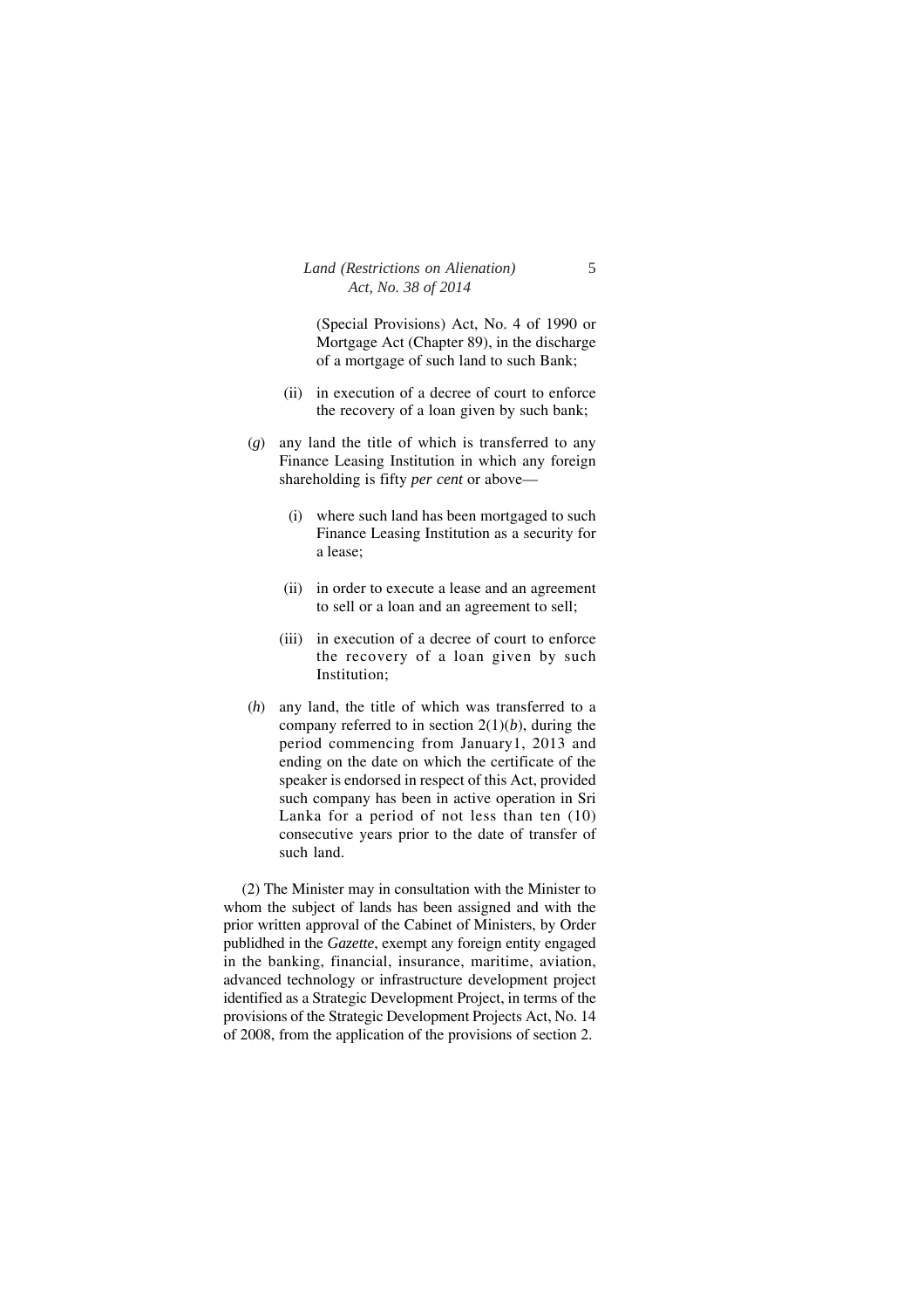(Special Provisions) Act, No. 4 of 1990 or Mortgage Act (Chapter 89), in the discharge of a mortgage of such land to such Bank;

(ii) in execution of a decree of court to enforce the recovery of a loan given by such bank;

(*g*) any land the title of which is transferred to any Finance Leasing Institution in which any foreign shareholding is fifty *per cent* or above—

(i) where such land has been mortgaged to such Finance Leasing Institution as a security for a lease;

(ii) in order to execute a lease and an agreement to sell or a loan and an agreement to sell;

(iii) in execution of a decree of court to enforce the recovery of a loan given by such Institution;

(*h*) any land, the title of which was transferred to a company referred to in section 2(1)(*b*), during the period commencing from January1, 2013 and ending on the date on which the certificate of the speaker is endorsed in respect of this Act, provided such company has been in active operation in Sri Lanka for a period of not less than ten (10) consecutive years prior to the date of transfer of such land.

(2) The Minister may in consultation with the Minister to whom the subject of lands has been assigned and with the prior written approval of the Cabinet of Ministers, by Order publidhed in the *Gazette*, exempt any foreign entity engaged in the banking, financial, insurance, maritime, aviation, advanced technology or infrastructure development project identified as a Strategic Development Project, in terms of the provisions of the Strategic Development Projects Act, No. 14 of 2008, from the application of the provisions of section 2.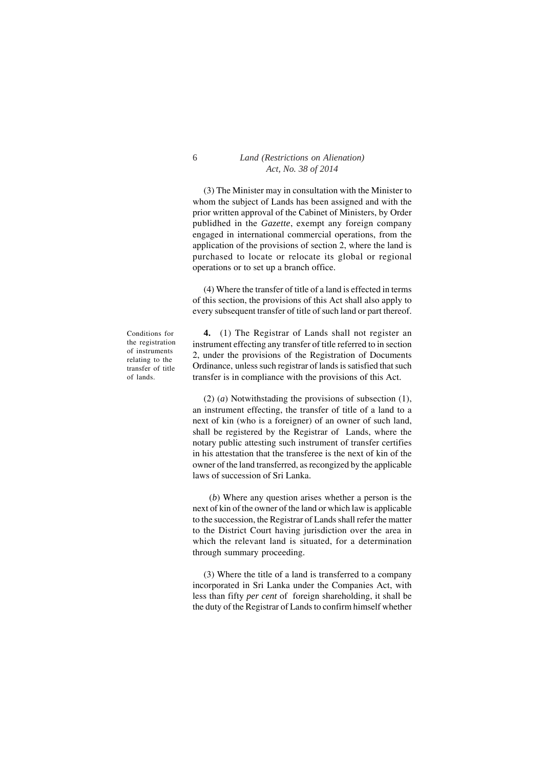(3) The Minister may in consultation with the Minister to whom the subject of Lands has been assigned and with the prior written approval of the Cabinet of Ministers, by Order publidhed in the *Gazette*, exempt any foreign company engaged in international commercial operations, from the application of the provisions of section 2, where the land is purchased to locate or relocate its global or regional operations or to set up a branch office.

(4) Where the transfer of title of a land is effected in terms of this section, the provisions of this Act shall also apply to every subsequent transfer of title of such land or part thereof.

Conditions for the registration of instruments relating to the transfer of title of lands.

**4.** (1) The Registrar of Lands shall not register an instrument effecting any transfer of title referred to in section 2, under the provisions of the Registration of Documents Ordinance, unless such registrar of lands is satisfied that such transfer is in compliance with the provisions of this Act.

(2) (*a*) Notwithstading the provisions of subsection (1), an instrument effecting, the transfer of title of a land to a next of kin (who is a foreigner) of an owner of such land, shall be registered by the Registrar of Lands, where the notary public attesting such instrument of transfer certifies in his attestation that the transferee is the next of kin of the owner of the land transferred, as recongized by the applicable laws of succession of Sri Lanka.

(*b*) Where any question arises whether a person is the next of kin of the owner of the land or which law is applicable to the succession, the Registrar of Lands shall refer the matter to the District Court having jurisdiction over the area in which the relevant land is situated, for a determination through summary proceeding.

(3) Where the title of a land is transferred to a company incorporated in Sri Lanka under the Companies Act, with less than fifty *per cent* of foreign shareholding, it shall be the duty of the Registrar of Lands to confirm himself whether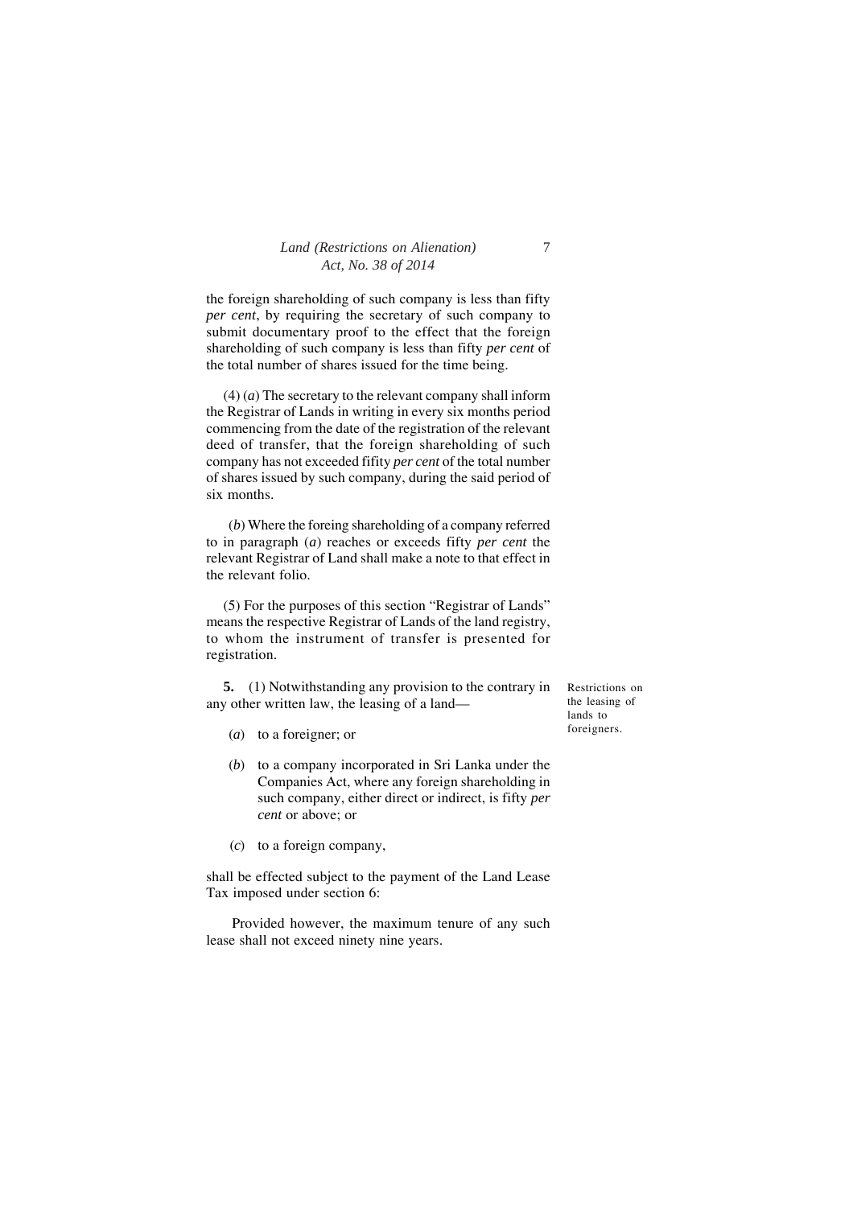the foreign shareholding of such company is less than fifty *per cent*, by requiring the secretary of such company to submit documentary proof to the effect that the foreign shareholding of such company is less than fifty *per cent* of the total number of shares issued for the time being.

(4) (*a*) The secretary to the relevant company shall inform the Registrar of Lands in writing in every six months period commencing from the date of the registration of the relevant deed of transfer, that the foreign shareholding of such company has not exceeded fifity *per cent* of the total number of shares issued by such company, during the said period of six months.

(*b*) Where the foreing shareholding of a company referred to in paragraph (*a*) reaches or exceeds fifty *per cent* the relevant Registrar of Land shall make a note to that effect in the relevant folio.

(5) For the purposes of this section "Registrar of Lands" means the respective Registrar of Lands of the land registry, to whom the instrument of transfer is presented for registration.

*Restrictions on the leasing of lands to foreigners.*

**5.** (1) Notwithstanding any provision to the contrary in any other written law, the leasing of a land—

(*a*) to a foreigner; or

(*b*) to a company incorporated in Sri Lanka under the Companies Act, where any foreign shareholding in such company, either direct or indirect, is fifty *per cent* or above; or

(*c*) to a foreign company,

shall be effected subject to the payment of the Land Lease Tax imposed under section 6:

Provided however, the maximum tenure of any such lease shall not exceed ninety nine years.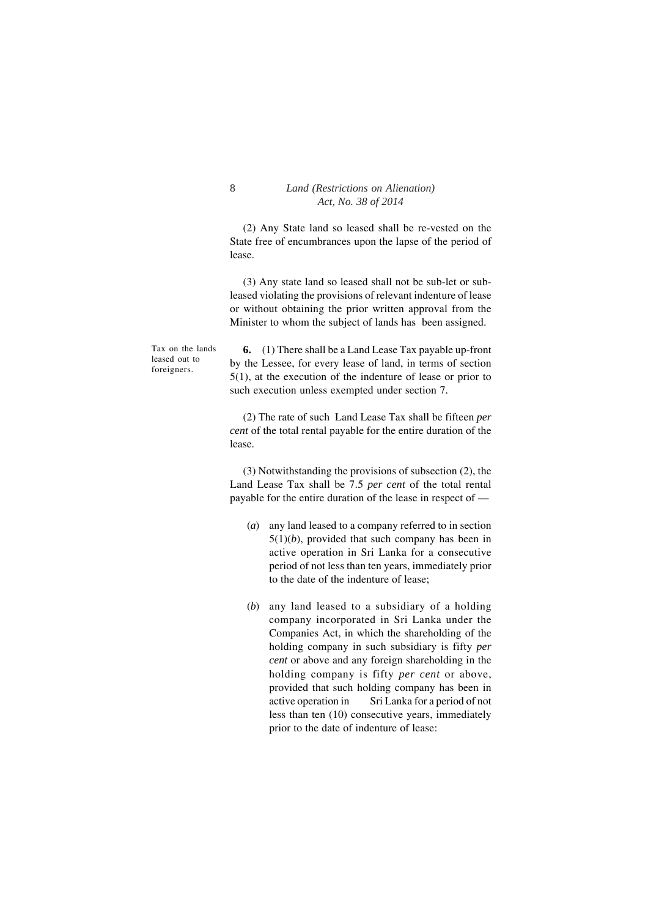(2) Any State land so leased shall be re-vested on the State free of encumbrances upon the lapse of the period of lease.

(3) Any state land so leased shall not be sub-let or sub-leased violating the provisions of relevant indenture of lease or without obtaining the prior written approval from the Minister to whom the subject of lands has been assigned.

Tax on the lands leased out to foreigners.

**6.** (1) There shall be a Land Lease Tax payable up-front by the Lessee, for every lease of land, in terms of section 5(1), at the execution of the indenture of lease or prior to such execution unless exempted under section 7.

(2) The rate of such Land Lease Tax shall be fifteen *per cent* of the total rental payable for the entire duration of the lease.

(3) Notwithstanding the provisions of subsection (2), the Land Lease Tax shall be 7.5 *per cent* of the total rental payable for the entire duration of the lease in respect of —

(*a*) any land leased to a company referred to in section 5(1)(*b*), provided that such company has been in active operation in Sri Lanka for a consecutive period of not less than ten years, immediately prior to the date of the indenture of lease;

(*b*) any land leased to a subsidiary of a holding company incorporated in Sri Lanka under the Companies Act, in which the shareholding of the holding company in such subsidiary is fifty *per cent* or above and any foreign shareholding in the holding company is fifty *per cent* or above, provided that such holding company has been in active operation in Sri Lanka for a period of not less than ten (10) consecutive years, immediately prior to the date of indenture of lease: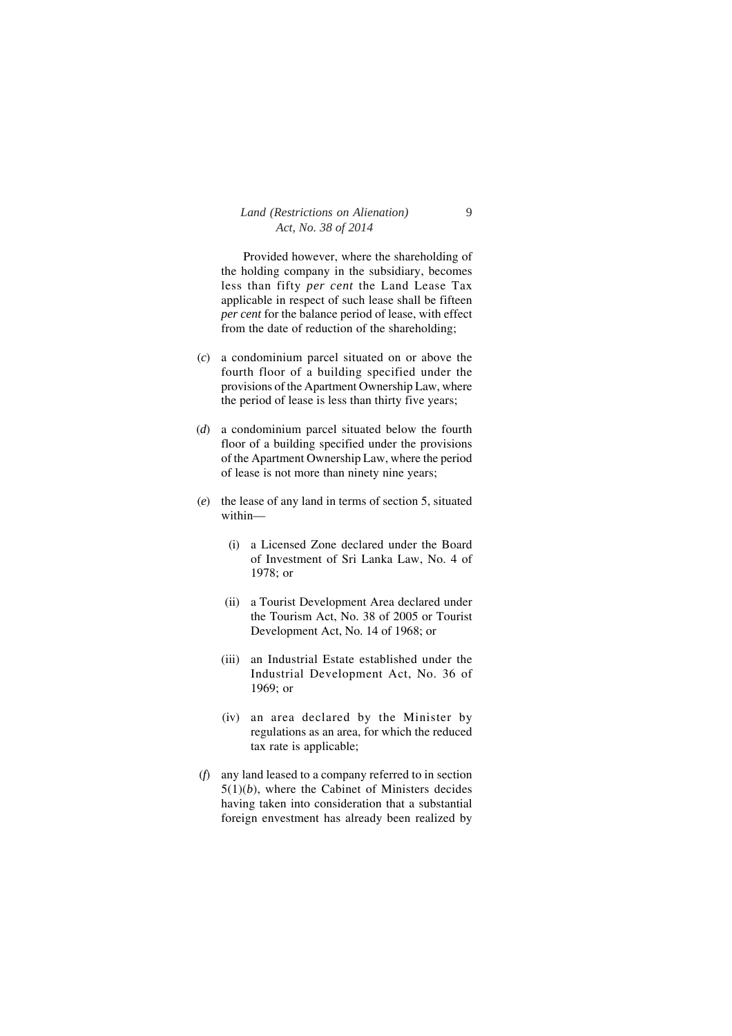Provided however, where the shareholding of the holding company in the subsidiary, becomes less than fifty *per cent* the Land Lease Tax applicable in respect of such lease shall be fifteen *per cent* for the balance period of lease, with effect from the date of reduction of the shareholding;

(*c*) a condominium parcel situated on or above the fourth floor of a building specified under the provisions of the Apartment Ownership Law, where the period of lease is less than thirty five years;

(*d*) a condominium parcel situated below the fourth floor of a building specified under the provisions of the Apartment Ownership Law, where the period of lease is not more than ninety nine years;

(*e*) the lease of any land in terms of section 5, situated within—

(i) a Licensed Zone declared under the Board of Investment of Sri Lanka Law, No. 4 of 1978; or

(ii) a Tourist Development Area declared under the Tourism Act, No. 38 of 2005 or Tourist Development Act, No. 14 of 1968; or

(iii) an Industrial Estate established under the Industrial Development Act, No. 36 of 1969; or

(iv) an area declared by the Minister by regulations as an area, for which the reduced tax rate is applicable;

(*f*) any land leased to a company referred to in section 5(1)(*b*), where the Cabinet of Ministers decides having taken into consideration that a substantial foreign envestment has already been realized by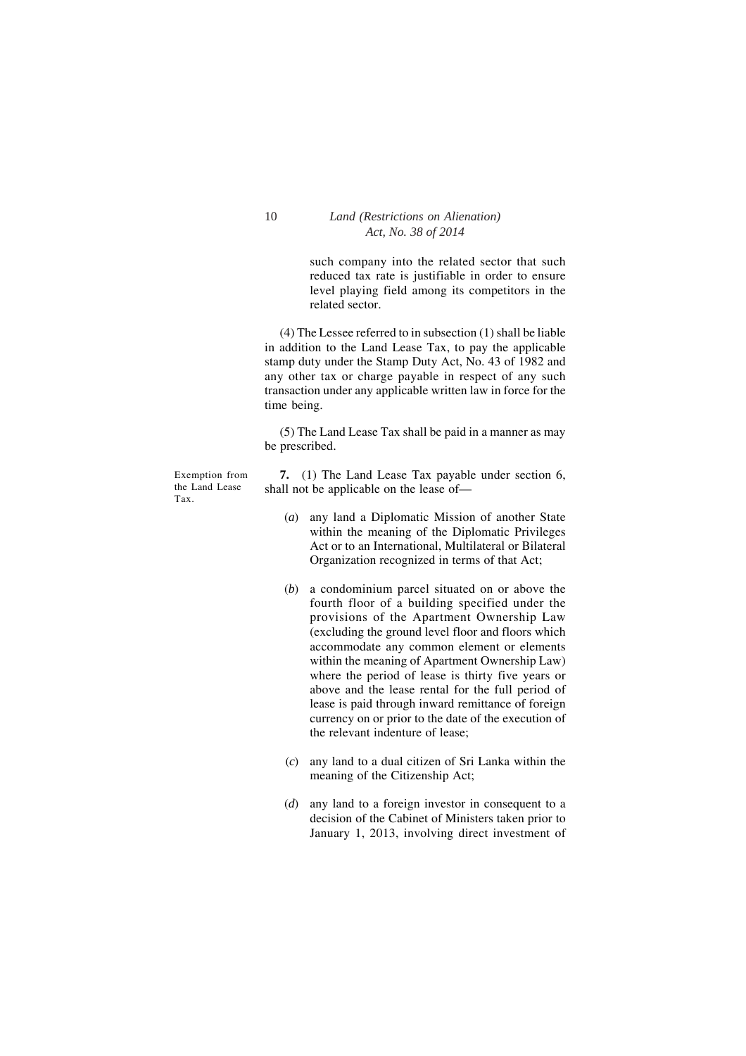such company into the related sector that such reduced tax rate is justifiable in order to ensure level playing field among its competitors in the related sector.

(4) The Lessee referred to in subsection (1) shall be liable in addition to the Land Lease Tax, to pay the applicable stamp duty under the Stamp Duty Act, No. 43 of 1982 and any other tax or charge payable in respect of any such transaction under any applicable written law in force for the time being.

(5) The Land Lease Tax shall be paid in a manner as may be prescribed.

Exemption from the Land Lease Tax.

**7.** (1) The Land Lease Tax payable under section 6, shall not be applicable on the lease of—

(*a*) any land a Diplomatic Mission of another State within the meaning of the Diplomatic Privileges Act or to an International, Multilateral or Bilateral Organization recognized in terms of that Act;

(*b*) a condominium parcel situated on or above the fourth floor of a building specified under the provisions of the Apartment Ownership Law (excluding the ground level floor and floors which accommodate any common element or elements within the meaning of Apartment Ownership Law) where the period of lease is thirty five years or above and the lease rental for the full period of lease is paid through inward remittance of foreign currency on or prior to the date of the execution of the relevant indenture of lease;

(*c*) any land to a dual citizen of Sri Lanka within the meaning of the Citizenship Act;

(*d*) any land to a foreign investor in consequent to a decision of the Cabinet of Ministers taken prior to January 1, 2013, involving direct investment of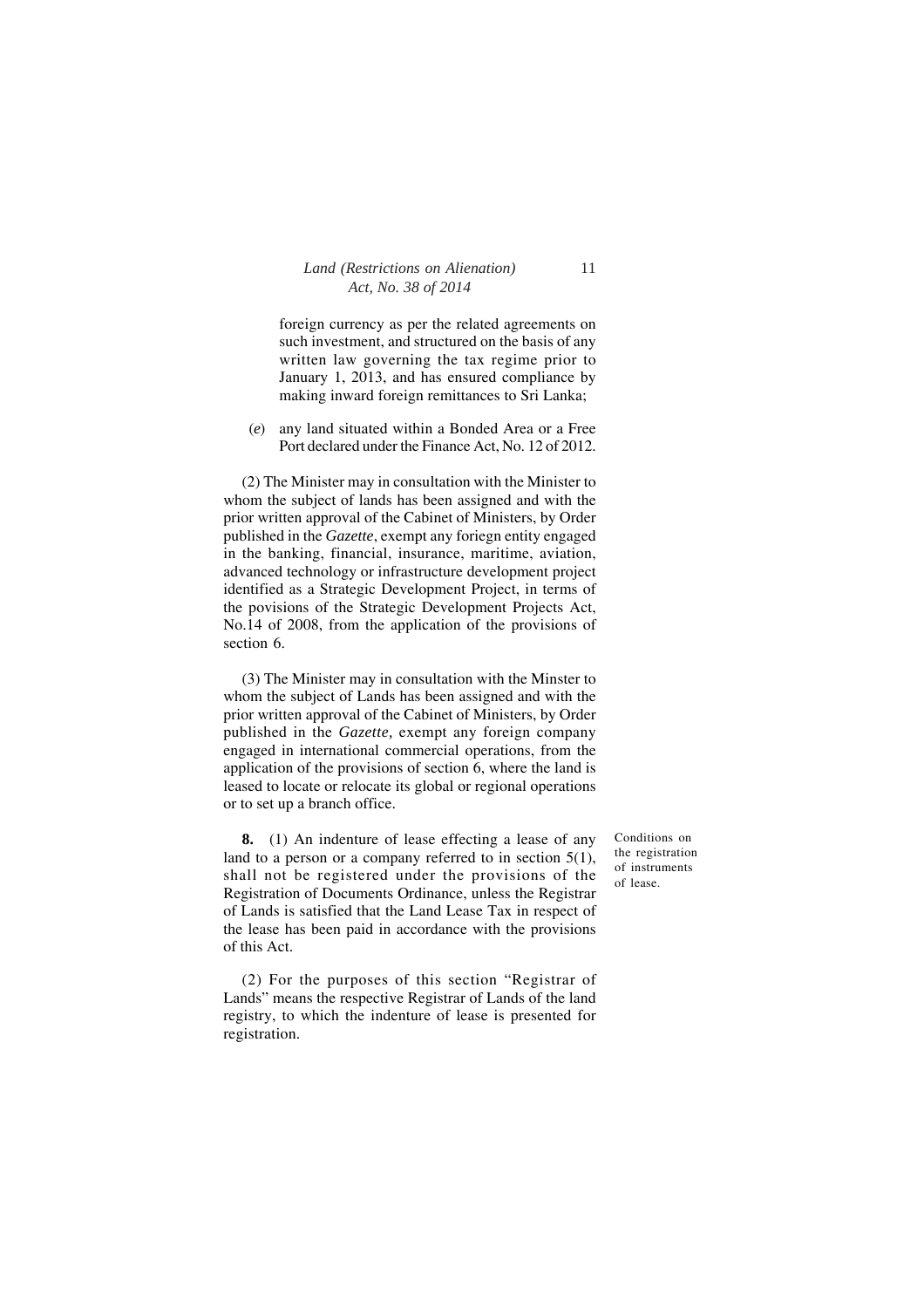foreign currency as per the related agreements on such investment, and structured on the basis of any written law governing the tax regime prior to January 1, 2013, and has ensured compliance by making inward foreign remittances to Sri Lanka;

(*e*) any land situated within a Bonded Area or a Free Port declared under the Finance Act, No. 12 of 2012.

(2) The Minister may in consultation with the Minister to whom the subject of lands has been assigned and with the prior written approval of the Cabinet of Ministers, by Order published in the *Gazette*, exempt any foriegn entity engaged in the banking, financial, insurance, maritime, aviation, advanced technology or infrastructure development project identified as a Strategic Development Project, in terms of the povisions of the Strategic Development Projects Act, No.14 of 2008, from the application of the provisions of section 6.

(3) The Minister may in consultation with the Minster to whom the subject of Lands has been assigned and with the prior written approval of the Cabinet of Ministers, by Order published in the *Gazette,* exempt any foreign company engaged in international commercial operations, from the application of the provisions of section 6, where the land is leased to locate or relocate its global or regional operations or to set up a branch office.

Conditions on the registration of instruments of lease.

**8.** (1) An indenture of lease effecting a lease of any land to a person or a company referred to in section 5(1), shall not be registered under the provisions of the Registration of Documents Ordinance, unless the Registrar of Lands is satisfied that the Land Lease Tax in respect of the lease has been paid in accordance with the provisions of this Act.

(2) For the purposes of this section "Registrar of Lands" means the respective Registrar of Lands of the land registry, to which the indenture of lease is presented for registration.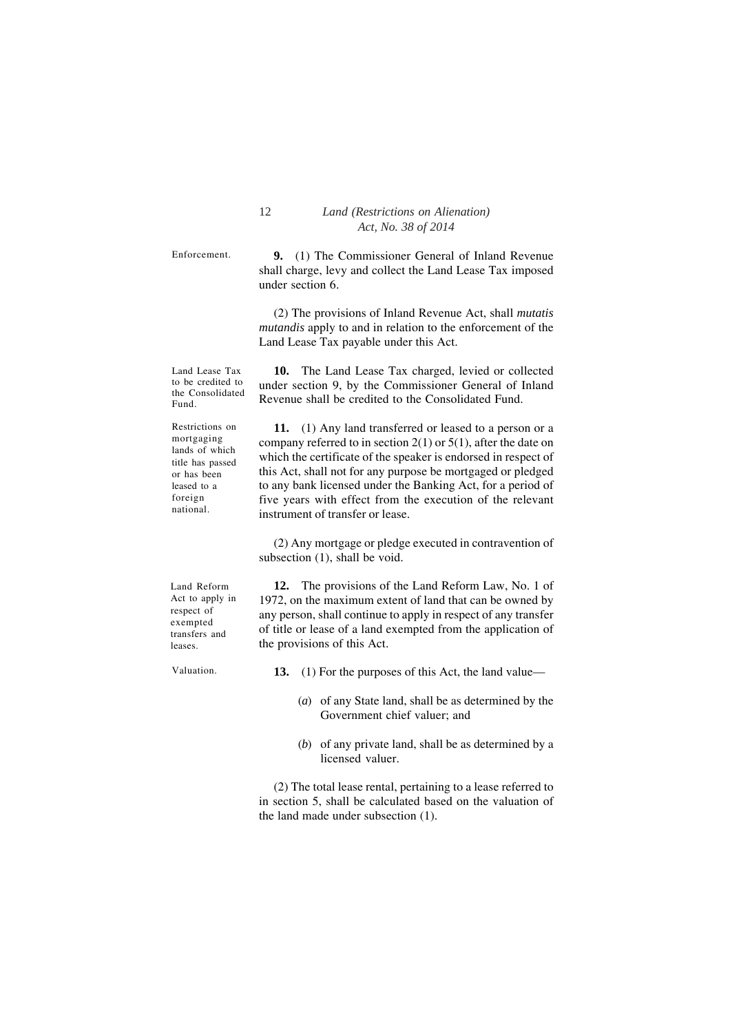Enforcement.

**9.** (1) The Commissioner General of Inland Revenue shall charge, levy and collect the Land Lease Tax imposed under section 6.

(2) The provisions of Inland Revenue Act, shall *mutatis mutandis* apply to and in relation to the enforcement of the Land Lease Tax payable under this Act.

Land Lease Tax to be credited to the Consolidated Fund.

**10.** The Land Lease Tax charged, levied or collected under section 9, by the Commissioner General of Inland Revenue shall be credited to the Consolidated Fund.

Restrictions on mortgaging lands of which title has passed or has been leased to a foreign national.

**11.** (1) Any land transferred or leased to a person or a company referred to in section 2(1) or 5(1), after the date on which the certificate of the speaker is endorsed in respect of this Act, shall not for any purpose be mortgaged or pledged to any bank licensed under the Banking Act, for a period of five years with effect from the execution of the relevant instrument of transfer or lease.

(2) Any mortgage or pledge executed in contravention of subsection (1), shall be void.

Land Reform Act to apply in respect of exempted transfers and leases.

**12.** The provisions of the Land Reform Law, No. 1 of 1972, on the maximum extent of land that can be owned by any person, shall continue to apply in respect of any transfer of title or lease of a land exempted from the application of the provisions of this Act.

Valuation.

**13.** (1) For the purposes of this Act, the land value—

(*a*) of any State land, shall be as determined by the Government chief valuer; and

(*b*) of any private land, shall be as determined by a licensed valuer.

(2) The total lease rental, pertaining to a lease referred to in section 5, shall be calculated based on the valuation of the land made under subsection (1).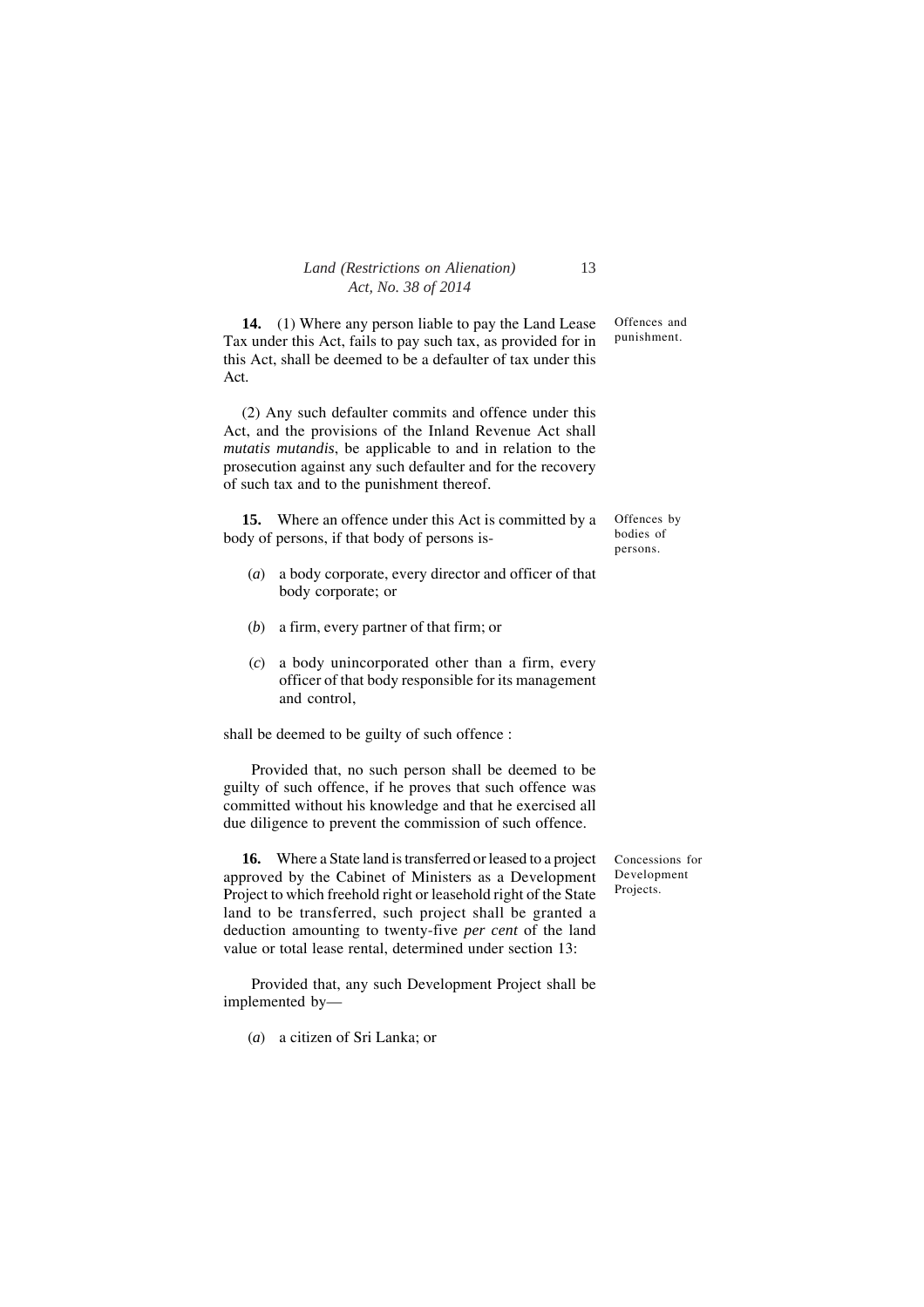**14.** (1) Where any person liable to pay the Land Lease Tax under this Act, fails to pay such tax, as provided for in this Act, shall be deemed to be a defaulter of tax under this Act.

Offences and punishment.

(2) Any such defaulter commits and offence under this Act, and the provisions of the Inland Revenue Act shall *mutatis mutandis*, be applicable to and in relation to the prosecution against any such defaulter and for the recovery of such tax and to the punishment thereof.

**15.** Where an offence under this Act is committed by a body of persons, if that body of persons is-

Offences by bodies of persons.

(*a*) a body corporate, every director and officer of that body corporate; or

(*b*) a firm, every partner of that firm; or

(*c*) a body unincorporated other than a firm, every officer of that body responsible for its management and control,

shall be deemed to be guilty of such offence :

Provided that, no such person shall be deemed to be guilty of such offence, if he proves that such offence was committed without his knowledge and that he exercised all due diligence to prevent the commission of such offence.

**16.** Where a State land is transferred or leased to a project approved by the Cabinet of Ministers as a Development Project to which freehold right or leasehold right of the State land to be transferred, such project shall be granted a deduction amounting to twenty-five *per cent* of the land value or total lease rental, determined under section 13:

Concessions for Development Projects.

Provided that, any such Development Project shall be implemented by—

(*a*) a citizen of Sri Lanka; or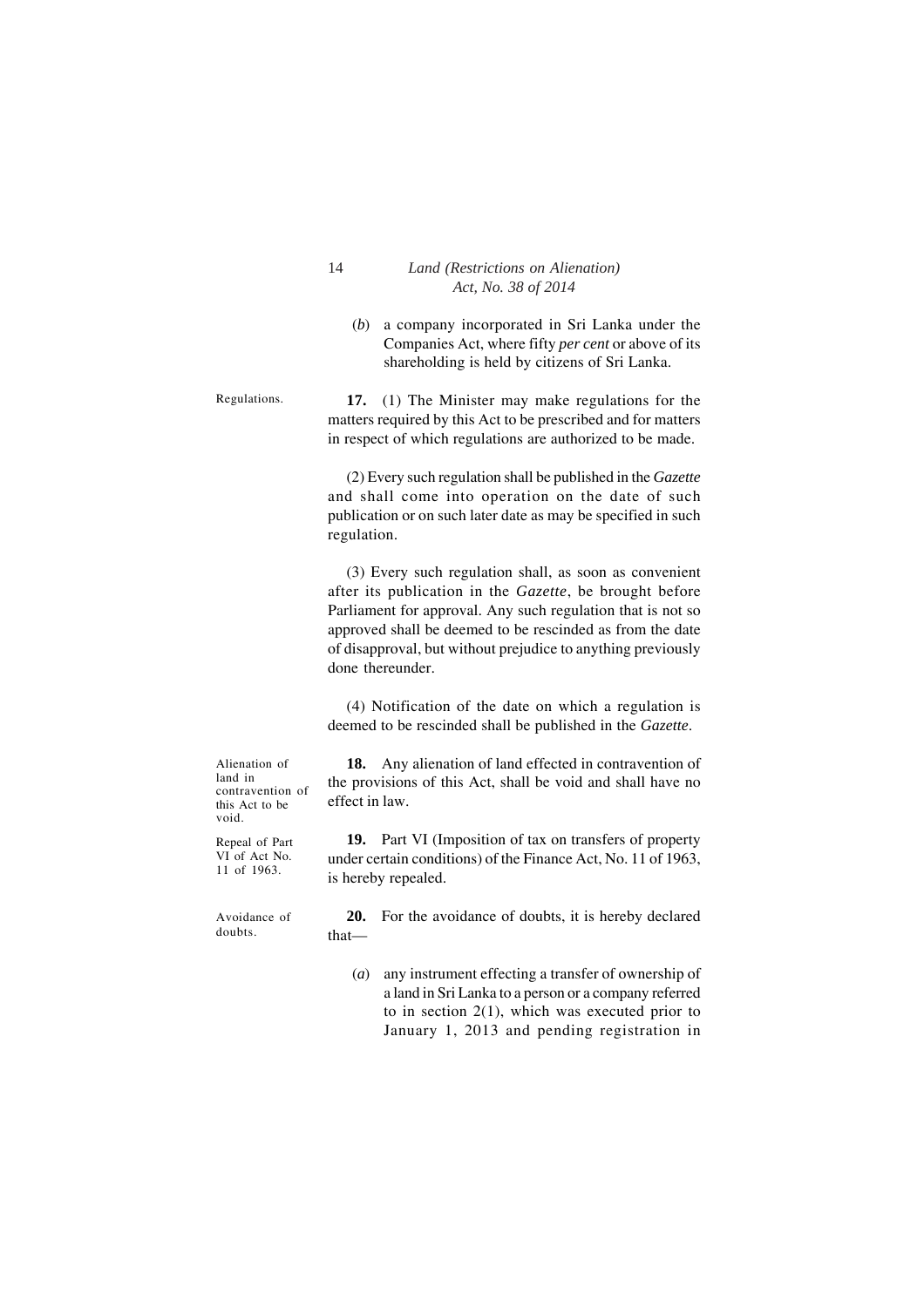(*b*) a company incorporated in Sri Lanka under the Companies Act, where fifty *per cent* or above of its shareholding is held by citizens of Sri Lanka.

Regulations.

**17.** (1) The Minister may make regulations for the matters required by this Act to be prescribed and for matters in respect of which regulations are authorized to be made.

(2) Every such regulation shall be published in the *Gazette* and shall come into operation on the date of such publication or on such later date as may be specified in such regulation.

(3) Every such regulation shall, as soon as convenient after its publication in the *Gazette*, be brought before Parliament for approval. Any such regulation that is not so approved shall be deemed to be rescinded as from the date of disapproval, but without prejudice to anything previously done thereunder.

(4) Notification of the date on which a regulation is deemed to be rescinded shall be published in the *Gazette*.

Alienation of land in contravention of this Act to be void.

**18.** Any alienation of land effected in contravention of the provisions of this Act, shall be void and shall have no effect in law.

Repeal of Part VI of Act No. 11 of 1963.

**19.** Part VI (Imposition of tax on transfers of property under certain conditions) of the Finance Act, No. 11 of 1963, is hereby repealed.

Avoidance of doubts.

**20.** For the avoidance of doubts, it is hereby declared that—

(*a*) any instrument effecting a transfer of ownership of a land in Sri Lanka to a person or a company referred to in section 2(1), which was executed prior to January 1, 2013 and pending registration in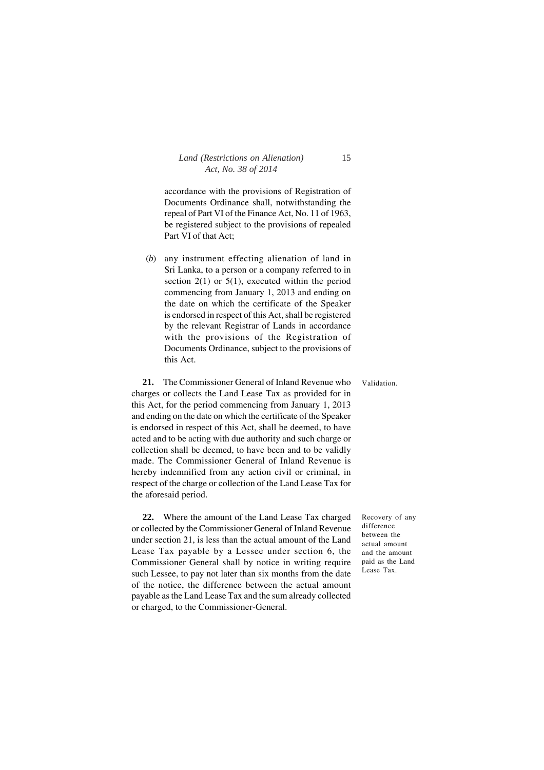accordance with the provisions of Registration of Documents Ordinance shall, notwithstanding the repeal of Part VI of the Finance Act, No. 11 of 1963, be registered subject to the provisions of repealed Part VI of that Act;

(*b*) any instrument effecting alienation of land in Sri Lanka, to a person or a company referred to in section 2(1) or 5(1), executed within the period commencing from January 1, 2013 and ending on the date on which the certificate of the Speaker is endorsed in respect of this Act, shall be registered by the relevant Registrar of Lands in accordance with the provisions of the Registration of Documents Ordinance, subject to the provisions of this Act.

Validation.

**21.** The Commissioner General of Inland Revenue who charges or collects the Land Lease Tax as provided for in this Act, for the period commencing from January 1, 2013 and ending on the date on which the certificate of the Speaker is endorsed in respect of this Act, shall be deemed, to have acted and to be acting with due authority and such charge or collection shall be deemed, to have been and to be validly made. The Commissioner General of Inland Revenue is hereby indemnified from any action civil or criminal, in respect of the charge or collection of the Land Lease Tax for the aforesaid period.

Recovery of any difference between the actual amount and the amount paid as the Land Lease Tax.

**22.** Where the amount of the Land Lease Tax charged or collected by the Commissioner General of Inland Revenue under section 21, is less than the actual amount of the Land Lease Tax payable by a Lessee under section 6, the Commissioner General shall by notice in writing require such Lessee, to pay not later than six months from the date of the notice, the difference between the actual amount payable as the Land Lease Tax and the sum already collected or charged, to the Commissioner-General.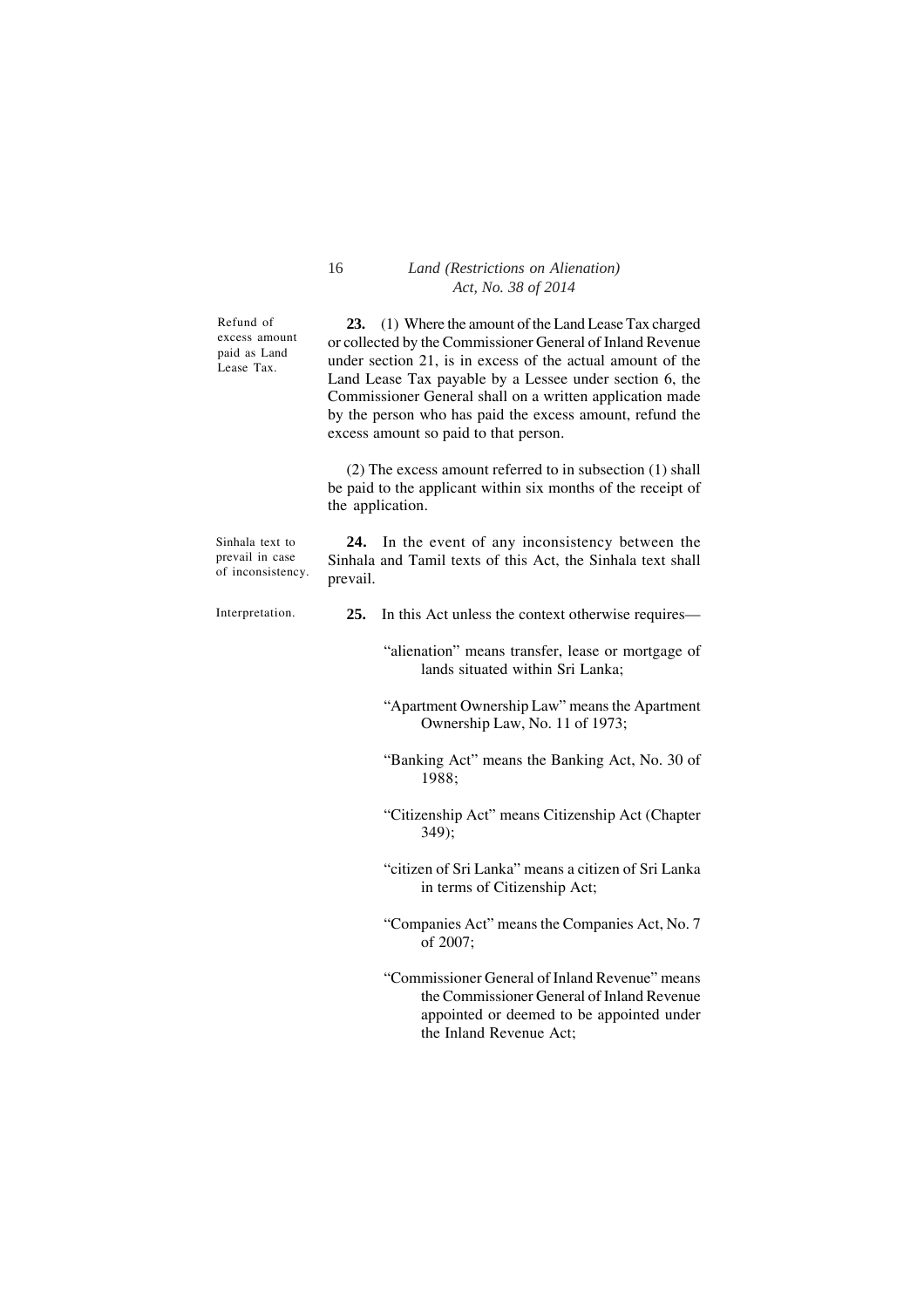**Refund of excess amount paid as Land Lease Tax.**

**23.** (1) Where the amount of the Land Lease Tax charged or collected by the Commissioner General of Inland Revenue under section 21, is in excess of the actual amount of the Land Lease Tax payable by a Lessee under section 6, the Commissioner General shall on a written application made by the person who has paid the excess amount, refund the excess amount so paid to that person.

(2) The excess amount referred to in subsection (1) shall be paid to the applicant within six months of the receipt of the application.

**Sinhala text to prevail in case of inconsistency.**

**24.** In the event of any inconsistency between the Sinhala and Tamil texts of this Act, the Sinhala text shall prevail.

**Interpretation.**

**25.** In this Act unless the context otherwise requires—

"alienation" means transfer, lease or mortgage of lands situated within Sri Lanka;

"Apartment Ownership Law" means the Apartment Ownership Law, No. 11 of 1973;

"Banking Act" means the Banking Act, No. 30 of 1988;

"Citizenship Act" means Citizenship Act (Chapter 349);

"citizen of Sri Lanka" means a citizen of Sri Lanka in terms of Citizenship Act;

"Companies Act" means the Companies Act, No. 7 of 2007;

"Commissioner General of Inland Revenue" means the Commissioner General of Inland Revenue appointed or deemed to be appointed under the Inland Revenue Act;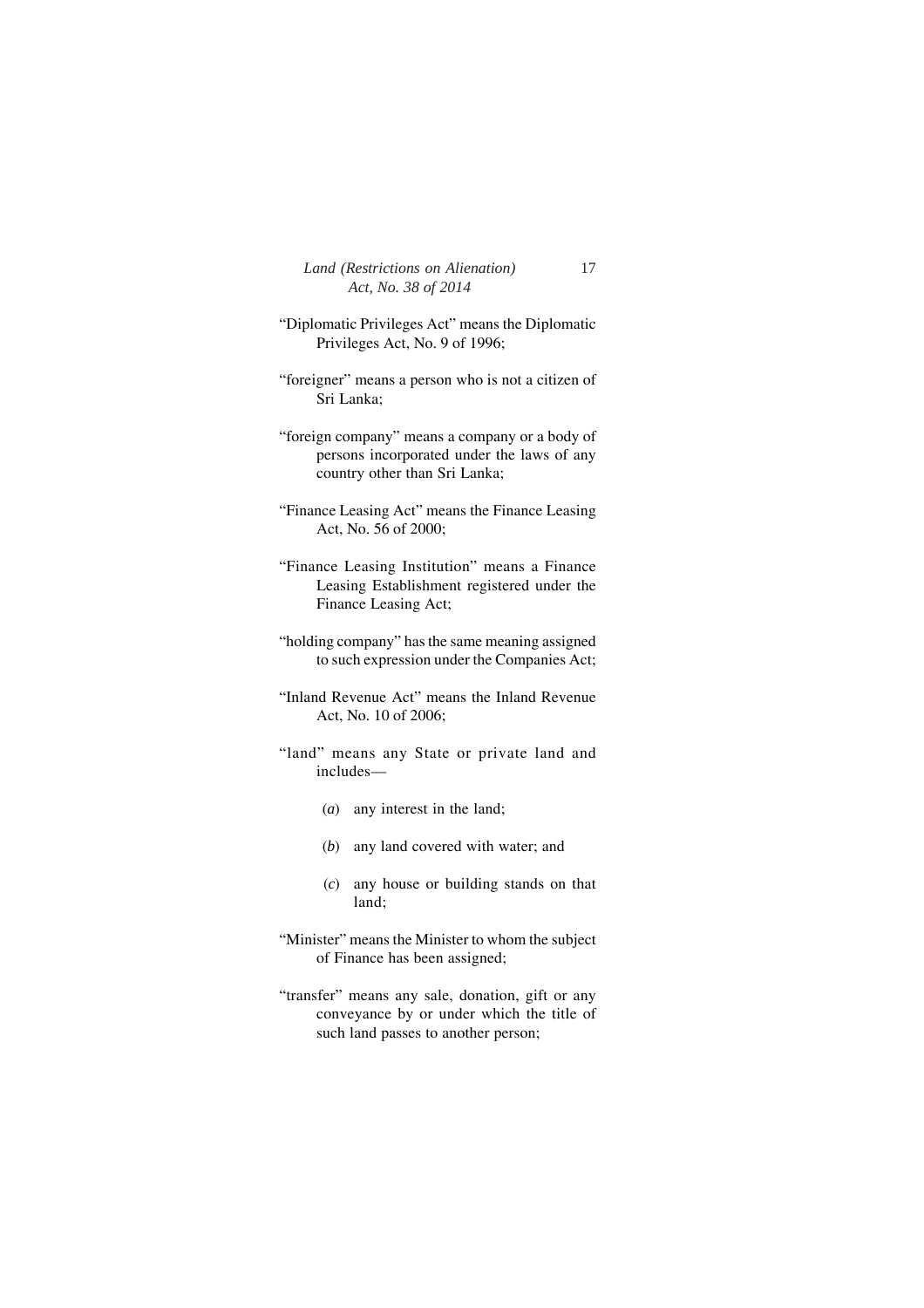"Diplomatic Privileges Act" means the Diplomatic Privileges Act, No. 9 of 1996;

"foreigner" means a person who is not a citizen of Sri Lanka;

"foreign company" means a company or a body of persons incorporated under the laws of any country other than Sri Lanka;

"Finance Leasing Act" means the Finance Leasing Act, No. 56 of 2000;

"Finance Leasing Institution" means a Finance Leasing Establishment registered under the Finance Leasing Act;

"holding company" has the same meaning assigned to such expression under the Companies Act;

"Inland Revenue Act" means the Inland Revenue Act, No. 10 of 2006;

"land" means any State or private land and includes—

(*a*) any interest in the land;

(*b*) any land covered with water; and

(*c*) any house or building stands on that land;

"Minister" means the Minister to whom the subject of Finance has been assigned;

"transfer" means any sale, donation, gift or any conveyance by or under which the title of such land passes to another person;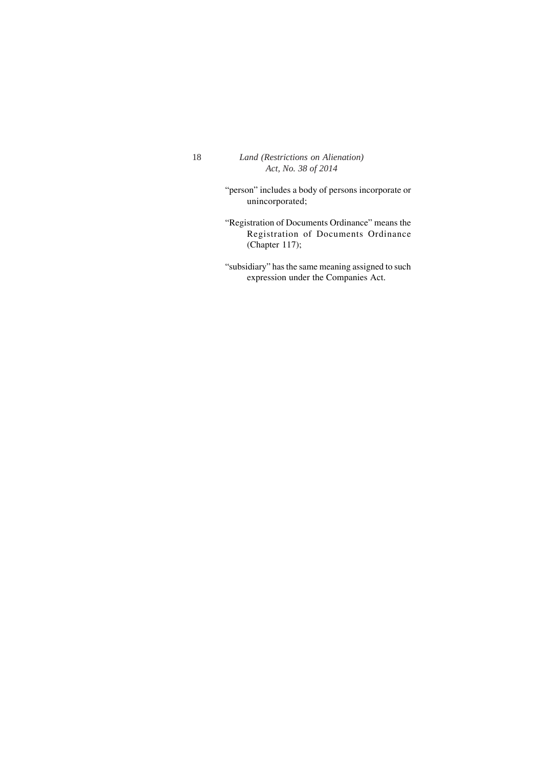"person" includes a body of persons incorporate or unincorporated;

"Registration of Documents Ordinance" means the Registration of Documents Ordinance (Chapter 117);

"subsidiary" has the same meaning assigned to such expression under the Companies Act.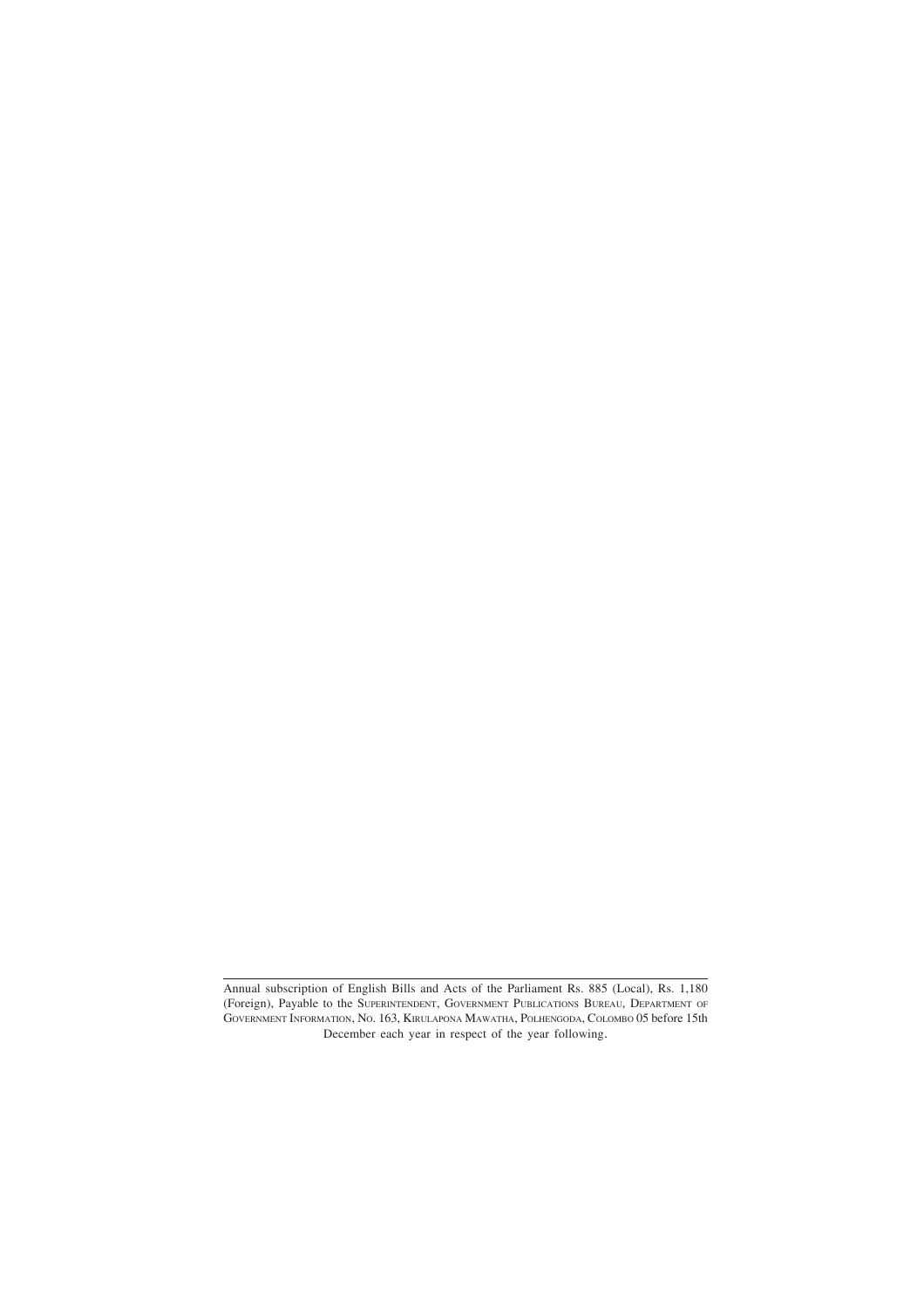Annual subscription of English Bills and Acts of the Parliament Rs. 885 (Local), Rs. 1,180 (Foreign), Payable to the SUPERINTENDENT, GOVERNMENT PUBLICATIONS BUREAU, DEPARTMENT OF GOVERNMENT INFORMATION, NO. 163, KIRULAPONA MAWATHA, POLHENGODA, COLOMBO 05 before 15th December each year in respect of the year following.